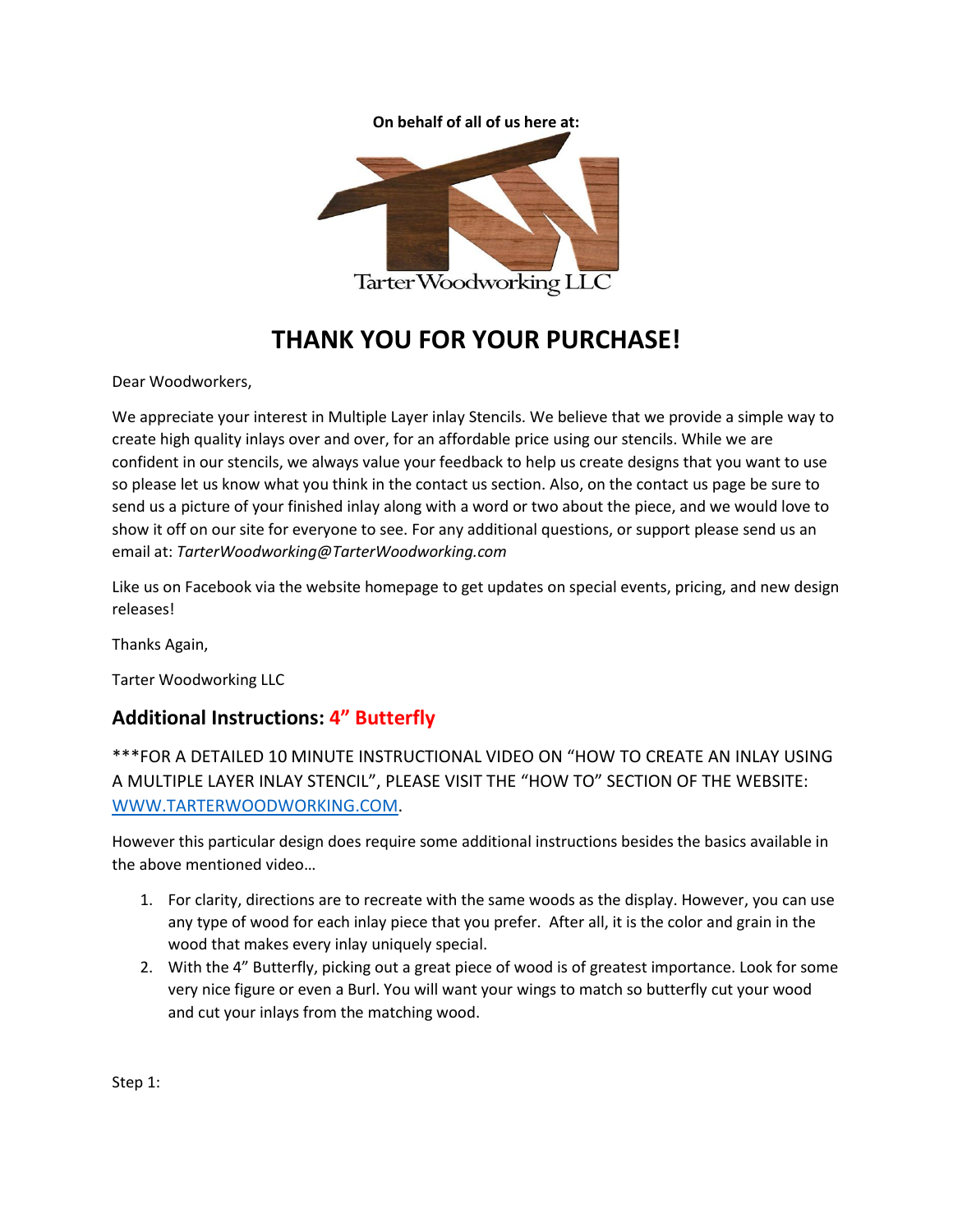**On behalf of all of us here at:**

Tarter Woodworking LLC

# THANK YOU FOR YOUR PURCHASE!

Dear Woodworkers,

We appreciate your interest in Multiple Layer inlay Stencils. We believe that we provide a simple way to create high quality inlays over and over, for an affordable price using our stencils. While we are confident in our stencils, we always value your feedback to help us create designs that you want to use so please let us know what you think in the contact us section. Also, on the contact us page be sure to send us a picture of your finished inlay along with a word or two about the piece, and we would love to show it off on our site for everyone to see. For any additional questions, or support please send us an email at: *TarterWoodworking@TarterWoodworking.com*

Like us on Facebook via the website homepage to get updates on special events, pricing, and new design releases!

Thanks Again,

Tarter Woodworking LLC

## Additional Instructions: 4" Butterfly

***FOR A DETAILED 10 MINUTE INSTRUCTIONAL VIDEO ON "HOW TO CREATE AN INLAY USING A MULTIPLE LAYER INLAY STENCIL", PLEASE VISIT THE "HOW TO" SECTION OF THE WEBSITE: [WWW.TARTERWOODWORKING.COM](http://WWW.TARTERWOODWORKING.COM).

However this particular design does require some additional instructions besides the basics available in the above mentioned video…

1. For clarity, directions are to recreate with the same woods as the display. However, you can use any type of wood for each inlay piece that you prefer. After all, it is the color and grain in the wood that makes every inlay uniquely special.
2. With the 4" Butterfly, picking out a great piece of wood is of greatest importance. Look for some very nice figure or even a Burl. You will want your wings to match so butterfly cut your wood and cut your inlays from the matching wood.

Step 1: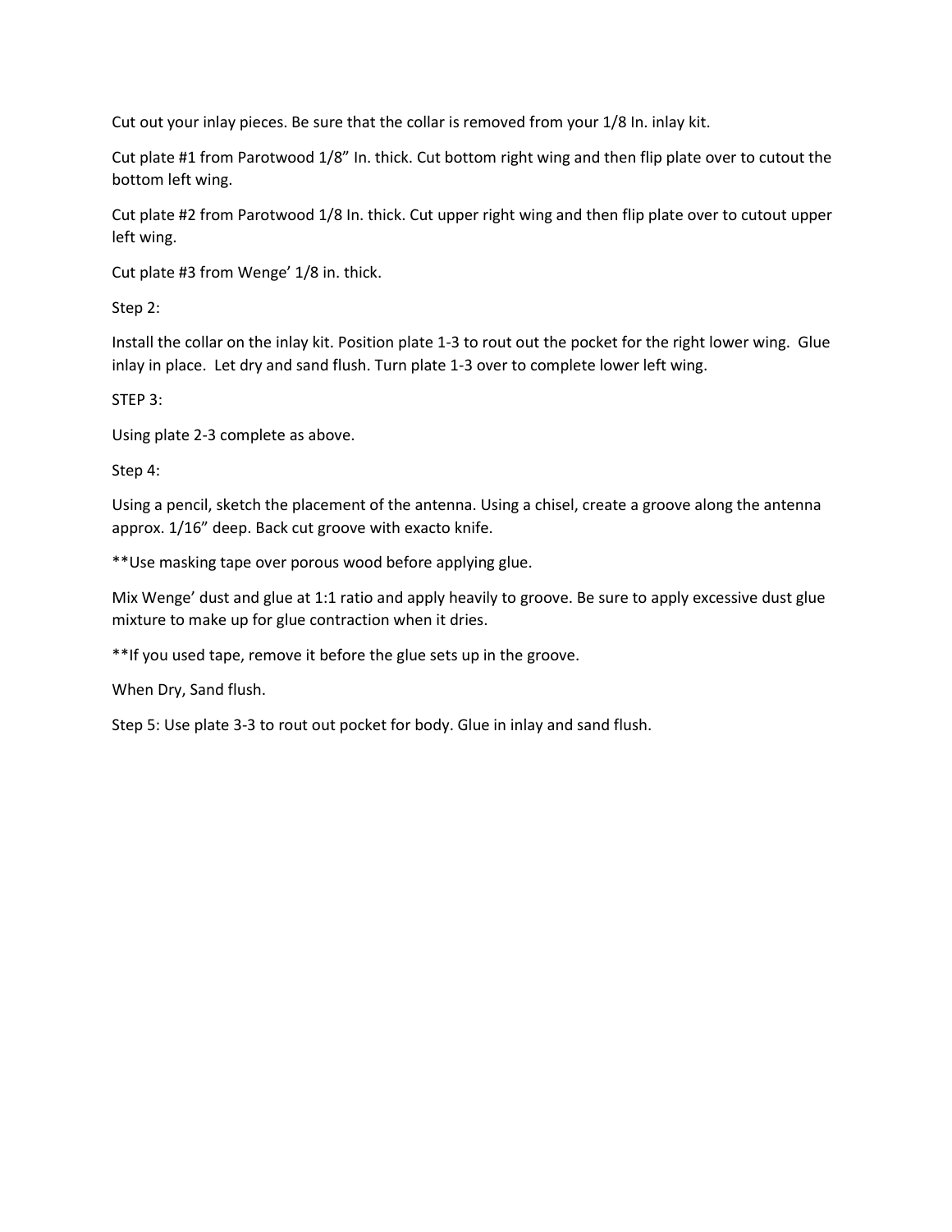Cut out your inlay pieces. Be sure that the collar is removed from your 1/8 In. inlay kit.

Cut plate #1 from Parotwood 1/8" In. thick. Cut bottom right wing and then flip plate over to cutout the bottom left wing.

Cut plate #2 from Parotwood 1/8 In. thick. Cut upper right wing and then flip plate over to cutout upper left wing.

Cut plate #3 from Wenge' 1/8 in. thick.

Step 2:

Install the collar on the inlay kit. Position plate 1-3 to rout out the pocket for the right lower wing. Glue inlay in place. Let dry and sand flush. Turn plate 1-3 over to complete lower left wing.

STEP 3:

Using plate 2-3 complete as above.

Step 4:

Using a pencil, sketch the placement of the antenna. Using a chisel, create a groove along the antenna approx. 1/16" deep. Back cut groove with exacto knife.

**Use masking tape over porous wood before applying glue.

Mix Wenge' dust and glue at 1:1 ratio and apply heavily to groove. Be sure to apply excessive dust glue mixture to make up for glue contraction when it dries.

**If you used tape, remove it before the glue sets up in the groove.

When Dry, Sand flush.

Step 5: Use plate 3-3 to rout out pocket for body. Glue in inlay and sand flush.